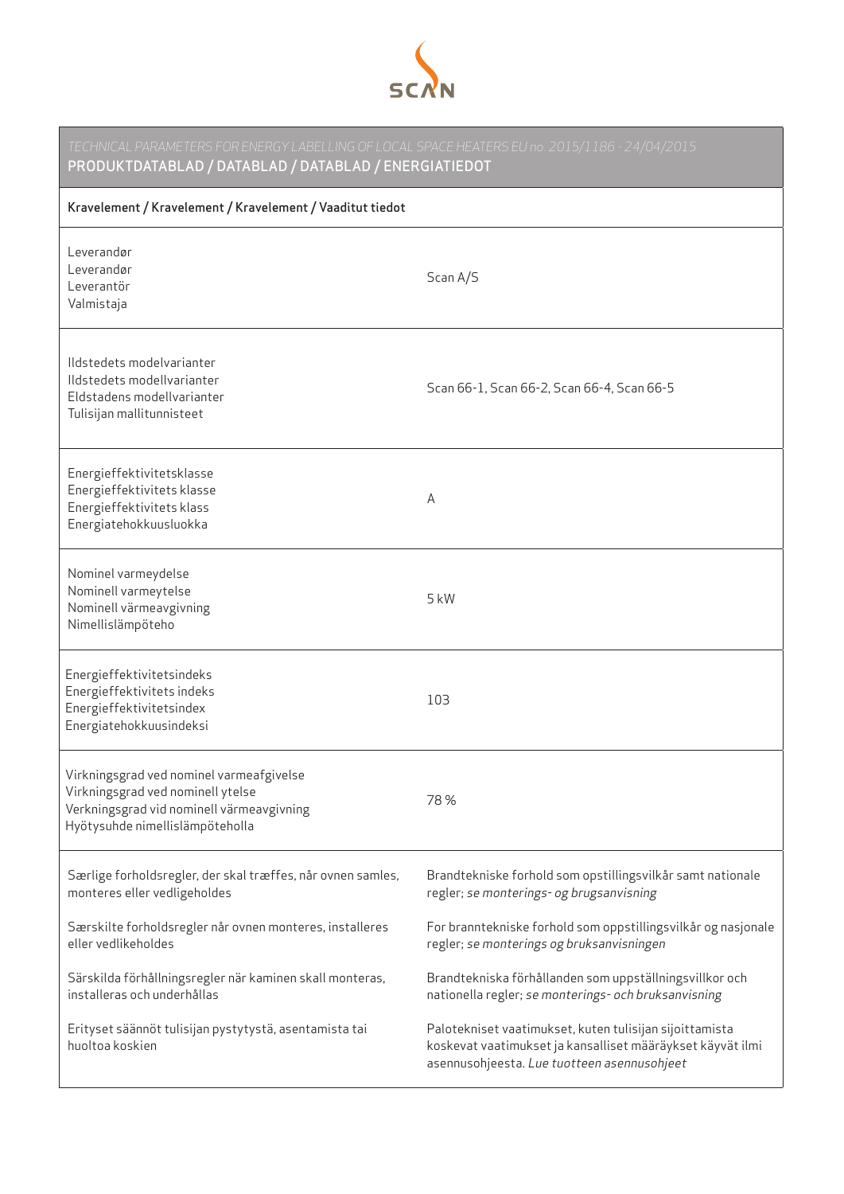SCAN

*TECHNICAL PARAMETERS FOR ENERGY LABELLING OF LOCAL SPACE HEATERS EU no. 2015/1186 - 24/04/2015*

## PRODUKTDATABLAD / DATABLAD / DATABLAD / ENERGIATIEDOT

| Kravelement / Kravelement / Kravelement / Vaaditut tiedot | |
|---|---|
| Leverandør<br>Leverandør<br>Leverantör<br>Valmistaja | Scan A/S |
| Ildstedets modelvarianter<br>Ildstedets modellvarianter<br>Eldstadens modellvarianter<br>Tulisijan mallitunnisteet | Scan 66-1, Scan 66-2, Scan 66-4, Scan 66-5 |
| Energieffektivitetsklasse<br>Energieffektivitets klasse<br>Energieffektivitets klass<br>Energiatehokkuusluokka | A |
| Nominel varmeydelse<br>Nominell varmeytelse<br>Nominell värmeavgivning<br>Nimellislämpöteho | 5 kW |
| Energieffektivitetsindeks<br>Energieffektivitets indeks<br>Energieffektivitetsindex<br>Energiatehokkuusindeksi | 103 |
| Virkningsgrad ved nominel varmeafgivelse<br>Virkningsgrad ved nominell ytelse<br>Verkningsgrad vid nominell värmeavgivning<br>Hyötysuhde nimellislämpöteholla | 78 % |
| Særlige forholdsregler, der skal træffes, når ovnen samles, monteres eller vedligeholdes | Brandtekniske forhold som opstillingsvilkår samt nationale regler; *se monterings- og brugsanvisning* |
| Særskilte forholdsregler når ovnen monteres, installeres eller vedlikeholdes | For branntekniske forhold som oppstillingsvilkår og nasjonale regler; *se monterings og bruksanvisningen* |
| Särskilda förhållningsregler när kaminen skall monteras, installeras och underhållas | Brandtekniska förhållanden som uppställningsvillkor och nationella regler; *se monterings- och bruksanvisning* |
| Erityset säännöt tulisijan pystytystä, asentamista tai huoltoa koskien | Palotekniset vaatimukset, kuten tulisijan sijoittamista koskevat vaatimukset ja kansalliset määräykset käyvät ilmi asennusohjeesta. *Lue tuotteen asennusohjeet* |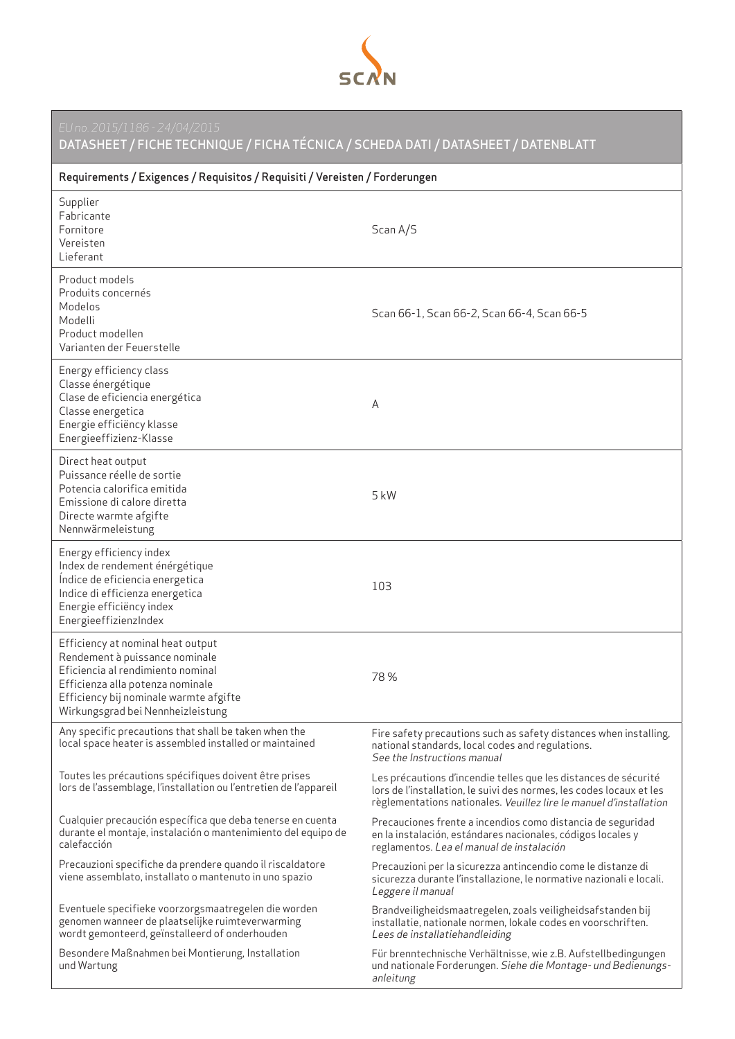SCAN

*EU no. 2015/1186 - 24/04/2015*

## DATASHEET / FICHE TECHNIQUE / FICHA TÉCNICA / SCHEDA DATI / DATASHEET / DATENBLATT

| Requirements / Exigences / Requisitos / Requisiti / Vereisten / Forderungen | |
|---|---|
| Supplier<br>Fabricante<br>Fornitore<br>Vereisten<br>Lieferant | Scan A/S |
| Product models<br>Produits concernés<br>Modelos<br>Modelli<br>Product modellen<br>Varianten der Feuerstelle | Scan 66-1, Scan 66-2, Scan 66-4, Scan 66-5 |
| Energy efficiency class<br>Classe énergétique<br>Clase de eficiencia energética<br>Classe energetica<br>Energie efficiëncy klasse<br>Energieeffizienz-Klasse | A |
| Direct heat output<br>Puissance réelle de sortie<br>Potencia calorifica emitida<br>Emissione di calore diretta<br>Directe warmte afgifte<br>Nennwärmeleistung | 5 kW |
| Energy efficiency index<br>Index de rendement énérgétique<br>Índice de eficiencia energetica<br>Indice di efficienza energetica<br>Energie efficiëncy index<br>EnergieeffizienzIndex | 103 |
| Efficiency at nominal heat output<br>Rendement à puissance nominale<br>Eficiencia al rendimiento nominal<br>Efficienza alla potenza nominale<br>Efficiency bij nominale warmte afgifte<br>Wirkungsgrad bei Nennheizleistung | 78 % |
| Any specific precautions that shall be taken when the local space heater is assembled installed or maintained | Fire safety precautions such as safety distances when installing, national standards, local codes and regulations. *See the Instructions manual* |
| Toutes les précautions spécifiques doivent être prises lors de l'assemblage, l'installation ou l'entretien de l'appareil | Les précautions d'incendie telles que les distances de sécurité lors de l'installation, le suivi des normes, les codes locaux et les règlementations nationales. *Veuillez lire le manuel d'installation* |
| Cualquier precaución específica que deba tenerse en cuenta durante el montaje, instalación o mantenimiento del equipo de calefacción | Precauciones frente a incendios como distancia de seguridad en la instalación, estándares nacionales, códigos locales y reglamentos. *Lea el manual de instalación* |
| Precauzioni specifiche da prendere quando il riscaldatore viene assemblato, installato o mantenuto in uno spazio | Precauzioni per la sicurezza antincendio come le distanze di sicurezza durante l'installazione, le normative nazionali e locali. *Leggere il manual* |
| Eventuele specifieke voorzorgsmaatregelen die worden genomen wanneer de plaatselijke ruimteverwarming wordt gemonteerd, geïnstalleerd of onderhouden | Brandveiligheidsmaatregelen, zoals veiligheidsafstanden bij installatie, nationale normen, lokale codes en voorschriften. *Lees de installatiehandleiding* |
| Besondere Maßnahmen bei Montierung, Installation und Wartung | Für brenntechnische Verhältnisse, wie z.B. Aufstellbedingungen und nationale Forderungen. *Siehe die Montage- und Bedienungs-anleitung* |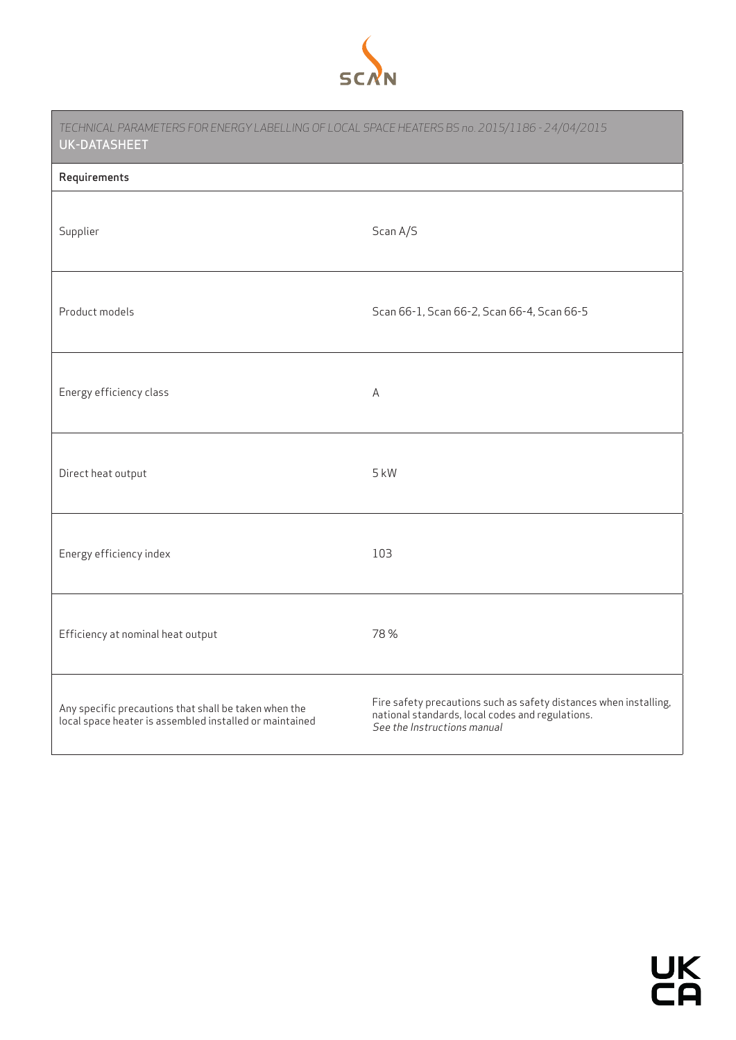SCAN

*TECHNICAL PARAMETERS FOR ENERGY LABELLING OF LOCAL SPACE HEATERS BS no. 2015/1186 - 24/04/2015*

## UK-DATASHEET

| Requirements | |
|---|---|
| Supplier | Scan A/S |
| Product models | Scan 66-1, Scan 66-2, Scan 66-4, Scan 66-5 |
| Energy efficiency class | A |
| Direct heat output | 5 kW |
| Energy efficiency index | 103 |
| Efficiency at nominal heat output | 78 % |
| Any specific precautions that shall be taken when the local space heater is assembled installed or maintained | Fire safety precautions such as safety distances when installing, national standards, local codes and regulations. *See the Instructions manual* |

UK CA